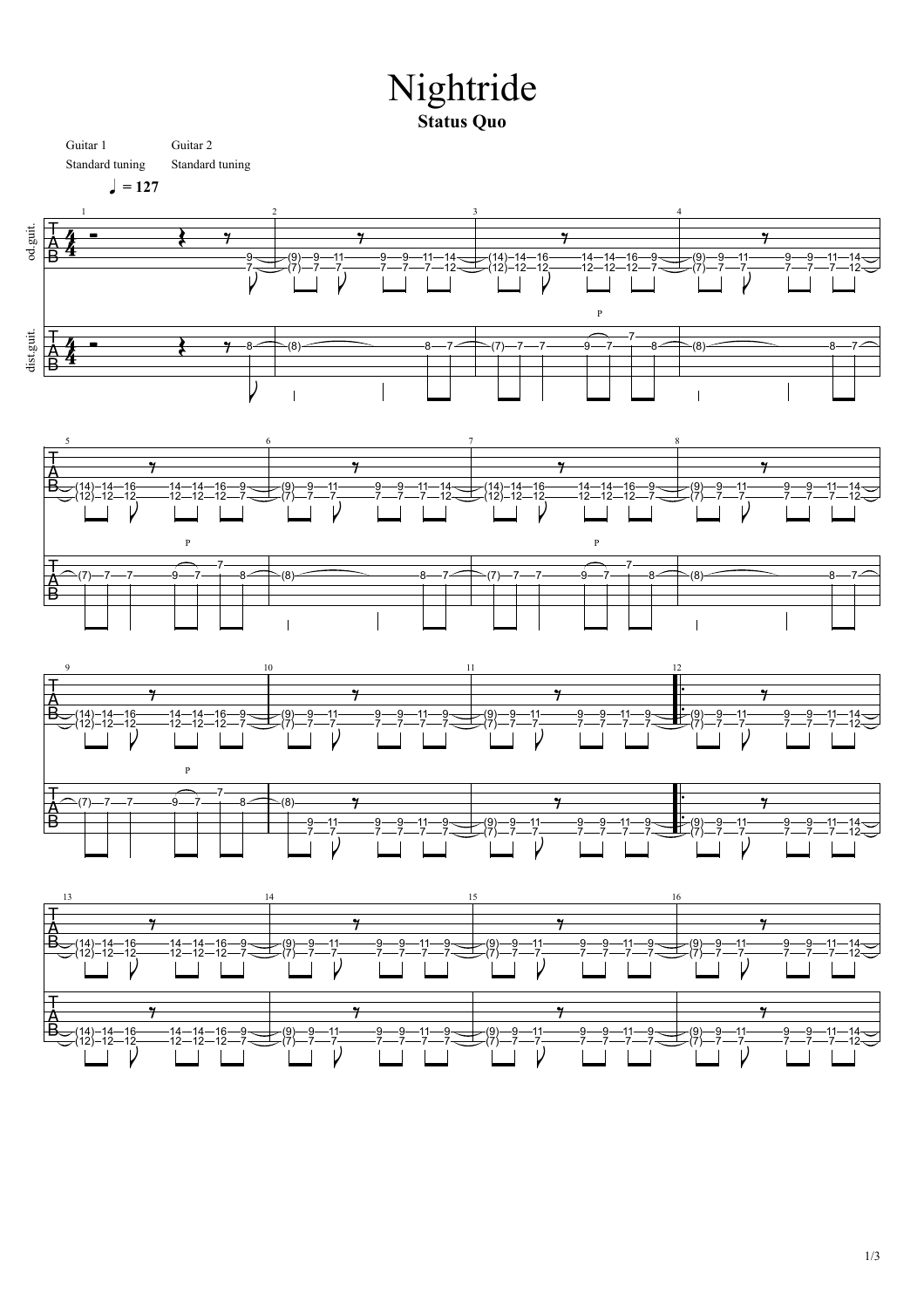# Nightride

**Status Quo**

Guitar 1
Standard tuning

Guitar 2
Standard tuning

♩ = 127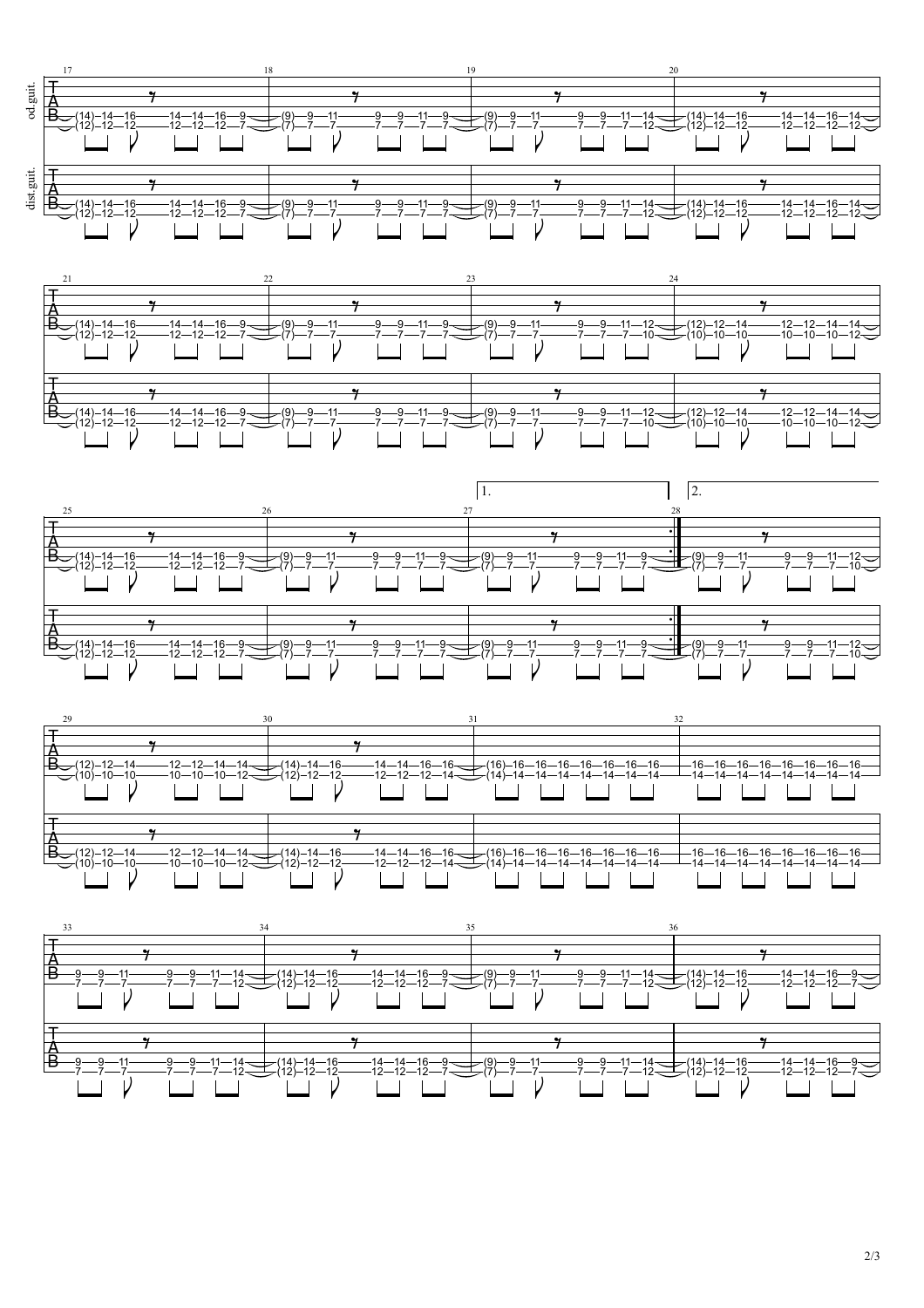```
        17                              18                              19                              20
od.guit.
e|------------------------------|------------------------------|------------------------------|------------------------------|
B|------------------------------|------------------------------|------------------------------|------------------------------|
G|------------------------------|------------------------------|------------------------------|------------------------------|
D|------------------------------|------------------------------|------------------------------|------------------------------|
A|(14)-14-16----14-14-16-9------|(9)-9-11----9-9-11-9----------|(9)-9-11----9-9-11-14---------|(14)-14-16----14-14-16-14-----|
E|(12)-12-12----12-12-12-7------|(7)-7-7-----7-7-7-7-----------|(7)-7-7-----7-7-7-12----------|(12)-12-12----12-12-12-12-----|

dist.guit.
e|------------------------------|------------------------------|------------------------------|------------------------------|
B|------------------------------|------------------------------|------------------------------|------------------------------|
G|------------------------------|------------------------------|------------------------------|------------------------------|
D|------------------------------|------------------------------|------------------------------|------------------------------|
A|(14)-14-16----14-14-16-9------|(9)-9-11----9-9-11-9----------|(9)-9-11----9-9-11-14---------|(14)-14-16----14-14-16-14-----|
E|(12)-12-12----12-12-12-7------|(7)-7-7-----7-7-7-7-----------|(7)-7-7-----7-7-7-12----------|(12)-12-12----12-12-12-12-----|
```

```
        21                              22                              23                              24
e|------------------------------|------------------------------|------------------------------|------------------------------|
B|------------------------------|------------------------------|------------------------------|------------------------------|
G|------------------------------|------------------------------|------------------------------|------------------------------|
D|------------------------------|------------------------------|------------------------------|------------------------------|
A|(14)-14-16----14-14-16-9------|(9)-9-11----9-9-11-9----------|(9)-9-11----9-9-11-12---------|(12)-12-14----12-12-14-14-----|
E|(12)-12-12----12-12-12-7------|(7)-7-7-----7-7-7-7-----------|(7)-7-7-----7-7-7-10----------|(10)-10-10----10-10-10-12-----|

e|------------------------------|------------------------------|------------------------------|------------------------------|
B|------------------------------|------------------------------|------------------------------|------------------------------|
G|------------------------------|------------------------------|------------------------------|------------------------------|
D|------------------------------|------------------------------|------------------------------|------------------------------|
A|(14)-14-16----14-14-16-9------|(9)-9-11----9-9-11-9----------|(9)-9-11----9-9-11-12---------|(12)-12-14----12-12-14-14-----|
E|(12)-12-12----12-12-12-7------|(7)-7-7-----7-7-7-7-----------|(7)-7-7-----7-7-7-10----------|(10)-10-10----10-10-10-12-----|
```

```
                                                                [1.                             [2.
        25                              26                              27                              28
e|------------------------------|------------------------------|------------------------------:|------------------------------|
B|------------------------------|------------------------------|------------------------------:|------------------------------|
G|------------------------------|------------------------------|------------------------------:|------------------------------|
D|------------------------------|------------------------------|------------------------------:|------------------------------|
A|(14)-14-16----14-14-16-9------|(9)-9-11----9-9-11-9----------|(9)-9-11----9-9-11-9----------:|(9)-9-11----9-9-11-12---------|
E|(12)-12-12----12-12-12-7------|(7)-7-7-----7-7-7-7-----------|(7)-7-7-----7-7-7-7-----------:|(7)-7-7-----7-7-7-10----------|

e|------------------------------|------------------------------|------------------------------:|------------------------------|
B|------------------------------|------------------------------|------------------------------:|------------------------------|
G|------------------------------|------------------------------|------------------------------:|------------------------------|
D|------------------------------|------------------------------|------------------------------:|------------------------------|
A|(14)-14-16----14-14-16-9------|(9)-9-11----9-9-11-9----------|(9)-9-11----9-9-11-9----------:|(9)-9-11----9-9-11-12---------|
E|(12)-12-12----12-12-12-7------|(7)-7-7-----7-7-7-7-----------|(7)-7-7-----7-7-7-7-----------:|(7)-7-7-----7-7-7-10----------|
```

```
        29                              30                              31                                      32
e|------------------------------|------------------------------|----------------------------------------|----------------------------------------|
B|------------------------------|------------------------------|----------------------------------------|----------------------------------------|
G|------------------------------|------------------------------|----------------------------------------|----------------------------------------|
D|------------------------------|------------------------------|----------------------------------------|----------------------------------------|
A|(12)-12-14----12-12-14-14-----|(14)-14-16----14-14-16-16-----|(16)-16-16-16-16-16-16-16---------------|16-16-16-16-16-16-16-16-----------------|
E|(10)-10-10----10-10-10-12-----|(12)-12-12----12-12-12-14-----|(14)-14-14-14-14-14-14-14---------------|14-14-14-14-14-14-14-14-----------------|

e|------------------------------|------------------------------|----------------------------------------|----------------------------------------|
B|------------------------------|------------------------------|----------------------------------------|----------------------------------------|
G|------------------------------|------------------------------|----------------------------------------|----------------------------------------|
D|------------------------------|------------------------------|----------------------------------------|----------------------------------------|
A|(12)-12-14----12-12-14-14-----|(14)-14-16----14-14-16-16-----|(16)-16-16-16-16-16-16-16---------------|16-16-16-16-16-16-16-16-----------------|
E|(10)-10-10----10-10-10-12-----|(12)-12-12----12-12-12-14-----|(14)-14-14-14-14-14-14-14---------------|14-14-14-14-14-14-14-14-----------------|
```

```
        33                              34                              35                              36
e|------------------------------|------------------------------|------------------------------|------------------------------|
B|------------------------------|------------------------------|------------------------------|------------------------------|
G|------------------------------|------------------------------|------------------------------|------------------------------|
D|------------------------------|------------------------------|------------------------------|------------------------------|
A|9-9-11----9-9-11-14-----------|(14)-14-16----14-14-16-9------|(9)-9-11----9-9-11-14---------|(14)-14-16----14-14-16-9------|
E|7-7-7-----7-7-7-12------------|(12)-12-12----12-12-12-7------|(7)-7-7-----7-7-7-12----------|(12)-12-12----12-12-12-7------|

e|------------------------------|------------------------------|------------------------------|------------------------------|
B|------------------------------|------------------------------|------------------------------|------------------------------|
G|------------------------------|------------------------------|------------------------------|------------------------------|
D|------------------------------|------------------------------|------------------------------|------------------------------|
A|9-9-11----9-9-11-14-----------|(14)-14-16----14-14-16-9------|(9)-9-11----9-9-11-14---------|(14)-14-16----14-14-16-9------|
E|7-7-7-----7-7-7-12------------|(12)-12-12----12-12-12-7------|(7)-7-7-----7-7-7-12----------|(12)-12-12----12-12-12-7------|
```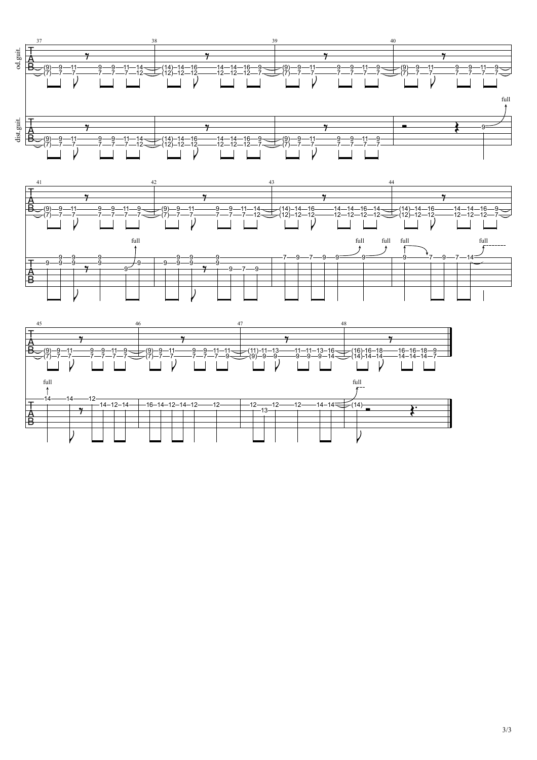od.guit.

dist.guit.